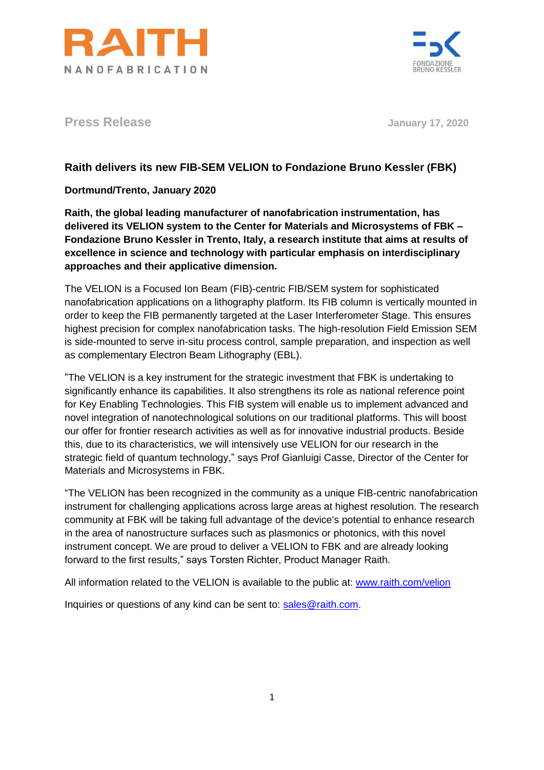RAITH NANOFABRICATION

FONDAZIONE BRUNO KESSLER

**Press Release** January 17, 2020

## Raith delivers its new FIB-SEM VELION to Fondazione Bruno Kessler (FBK)

**Dortmund/Trento, January 2020**

**Raith, the global leading manufacturer of nanofabrication instrumentation, has delivered its VELION system to the Center for Materials and Microsystems of FBK – Fondazione Bruno Kessler in Trento, Italy, a research institute that aims at results of excellence in science and technology with particular emphasis on interdisciplinary approaches and their applicative dimension.**

The VELION is a Focused Ion Beam (FIB)-centric FIB/SEM system for sophisticated nanofabrication applications on a lithography platform. Its FIB column is vertically mounted in order to keep the FIB permanently targeted at the Laser Interferometer Stage. This ensures highest precision for complex nanofabrication tasks. The high-resolution Field Emission SEM is side-mounted to serve in-situ process control, sample preparation, and inspection as well as complementary Electron Beam Lithography (EBL).

"The VELION is a key instrument for the strategic investment that FBK is undertaking to significantly enhance its capabilities. It also strengthens its role as national reference point for Key Enabling Technologies. This FIB system will enable us to implement advanced and novel integration of nanotechnological solutions on our traditional platforms. This will boost our offer for frontier research activities as well as for innovative industrial products. Beside this, due to its characteristics, we will intensively use VELION for our research in the strategic field of quantum technology," says Prof Gianluigi Casse, Director of the Center for Materials and Microsystems in FBK.

"The VELION has been recognized in the community as a unique FIB-centric nanofabrication instrument for challenging applications across large areas at highest resolution. The research community at FBK will be taking full advantage of the device's potential to enhance research in the area of nanostructure surfaces such as plasmonics or photonics, with this novel instrument concept. We are proud to deliver a VELION to FBK and are already looking forward to the first results," says Torsten Richter, Product Manager Raith.

All information related to the VELION is available to the public at: [www.raith.com/velion](www.raith.com/velion)

Inquiries or questions of any kind can be sent to: [sales@raith.com](mailto:sales@raith.com).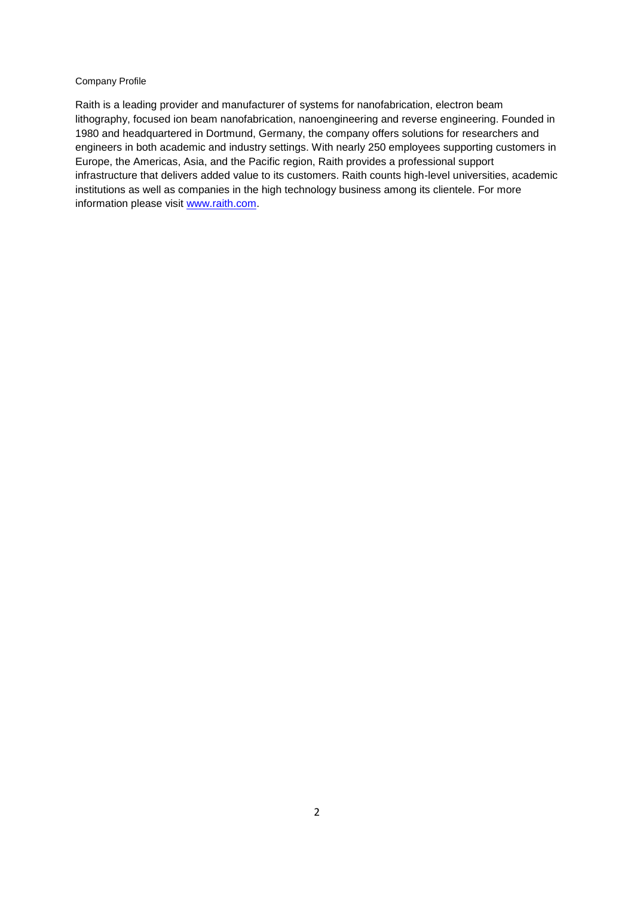Company Profile

Raith is a leading provider and manufacturer of systems for nanofabrication, electron beam lithography, focused ion beam nanofabrication, nanoengineering and reverse engineering. Founded in 1980 and headquartered in Dortmund, Germany, the company offers solutions for researchers and engineers in both academic and industry settings. With nearly 250 employees supporting customers in Europe, the Americas, Asia, and the Pacific region, Raith provides a professional support infrastructure that delivers added value to its customers. Raith counts high-level universities, academic institutions as well as companies in the high technology business among its clientele. For more information please visit [www.raith.com](http://www.raith.com).